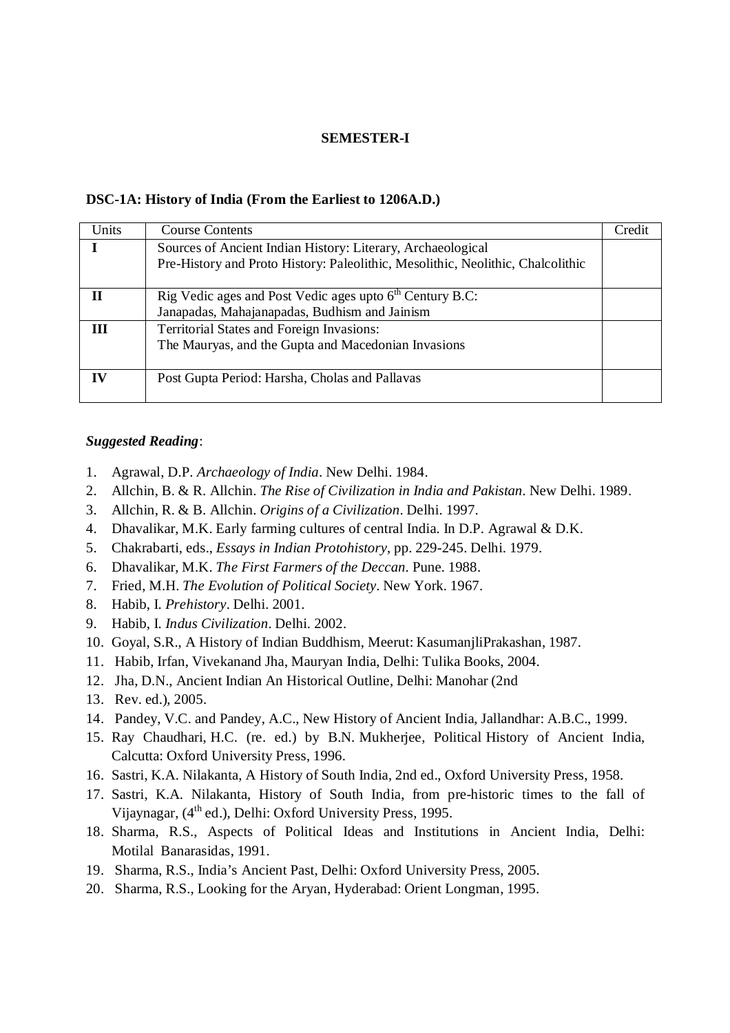**SEMESTER-I**

**DSC-1A: History of India (From the Earliest to 1206A.D.)**

| Units | Course Contents | Credit |
|---|---|---|
| **I** | Sources of Ancient Indian History: Literary, Archaeological<br>Pre-History and Proto History: Paleolithic, Mesolithic, Neolithic, Chalcolithic | |
| **II** | Rig Vedic ages and Post Vedic ages upto 6th Century B.C:<br>Janapadas, Mahajanapadas, Budhism and Jainism | |
| **III** | Territorial States and Foreign Invasions:<br>The Mauryas, and the Gupta and Macedonian Invasions | |
| **IV** | Post Gupta Period: Harsha, Cholas and Pallavas | |

***Suggested Reading***:

1. Agrawal, D.P. *Archaeology of India*. New Delhi. 1984.
2. Allchin, B. & R. Allchin. *The Rise of Civilization in India and Pakistan*. New Delhi. 1989.
3. Allchin, R. & B. Allchin. *Origins of a Civilization*. Delhi. 1997.
4. Dhavalikar, M.K. Early farming cultures of central India. In D.P. Agrawal & D.K.
5. Chakrabarti, eds., *Essays in Indian Protohistory*, pp. 229-245. Delhi. 1979.
6. Dhavalikar, M.K. *The First Farmers of the Deccan*. Pune. 1988.
7. Fried, M.H. *The Evolution of Political Society*. New York. 1967.
8. Habib, I. *Prehistory*. Delhi. 2001.
9. Habib, I. *Indus Civilization*. Delhi. 2002.
10. Goyal, S.R., A History of Indian Buddhism, Meerut: KasumanjliPrakashan, 1987.
11. Habib, Irfan, Vivekanand Jha, Mauryan India, Delhi: Tulika Books, 2004.
12. Jha, D.N., Ancient Indian An Historical Outline, Delhi: Manohar (2nd
13. Rev. ed.), 2005.
14. Pandey, V.C. and Pandey, A.C., New History of Ancient India, Jallandhar: A.B.C., 1999.
15. Ray Chaudhari, H.C. (re. ed.) by B.N. Mukherjee, Political History of Ancient India, Calcutta: Oxford University Press, 1996.
16. Sastri, K.A. Nilakanta, A History of South India, 2nd ed., Oxford University Press, 1958.
17. Sastri, K.A. Nilakanta, History of South India, from pre-historic times to the fall of Vijaynagar, (4th ed.), Delhi: Oxford University Press, 1995.
18. Sharma, R.S., Aspects of Political Ideas and Institutions in Ancient India, Delhi: Motilal Banarasidas, 1991.
19. Sharma, R.S., India's Ancient Past, Delhi: Oxford University Press, 2005.
20. Sharma, R.S., Looking for the Aryan, Hyderabad: Orient Longman, 1995.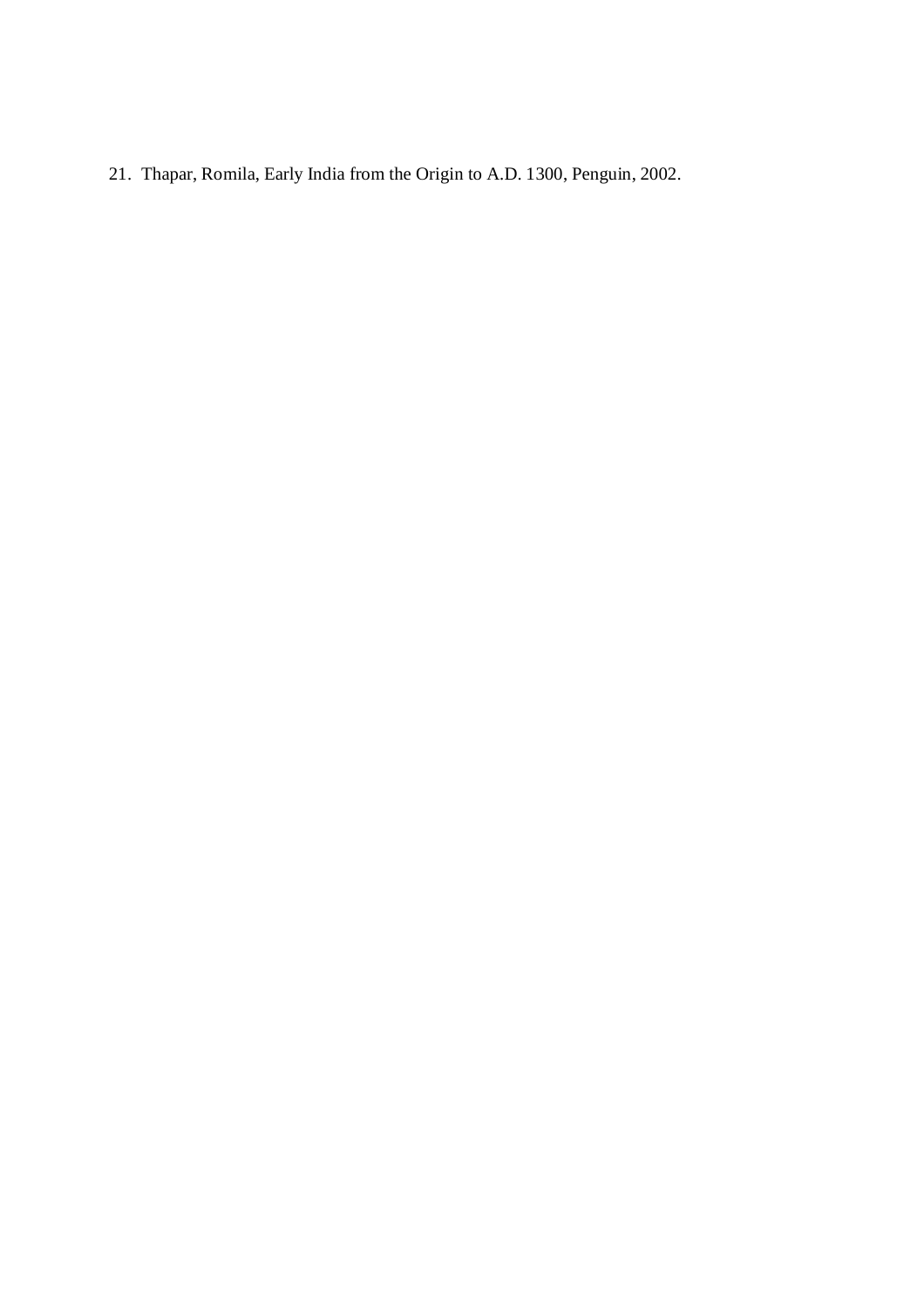21. Thapar, Romila, Early India from the Origin to A.D. 1300, Penguin, 2002.